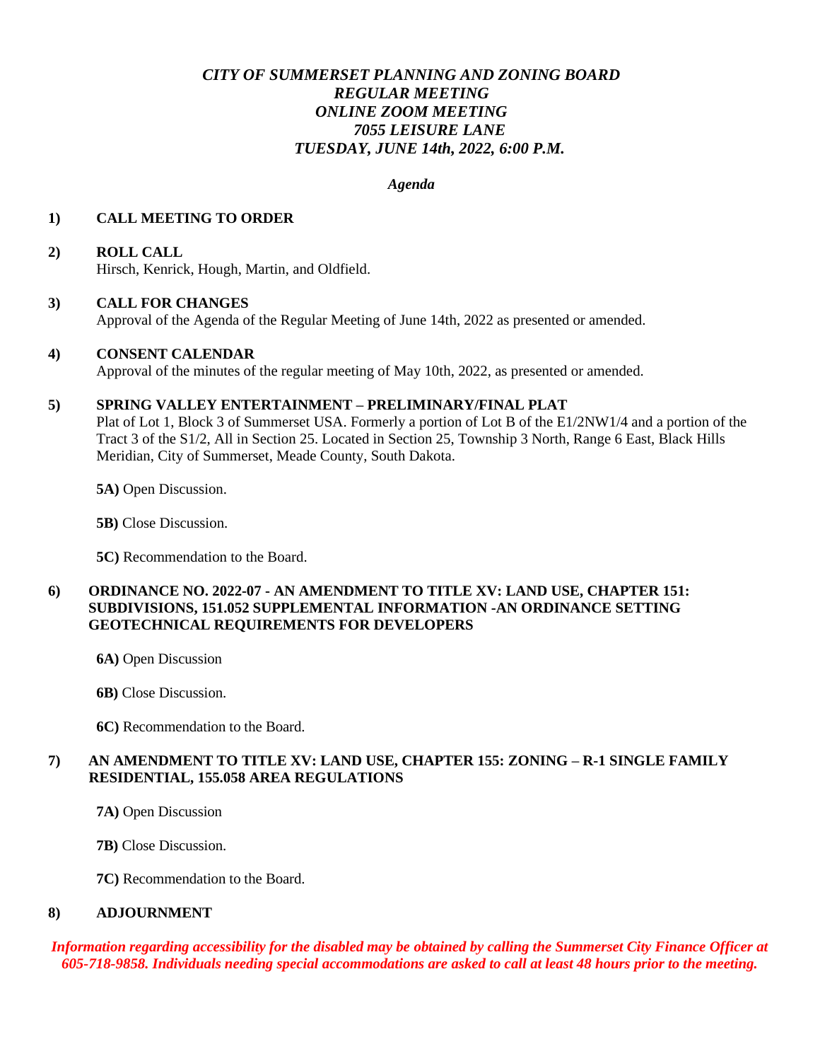# *CITY OF SUMMERSET PLANNING AND ZONING BOARD*
# *REGULAR MEETING*
# *ONLINE ZOOM MEETING*
# *7055 LEISURE LANE*
# *TUESDAY, JUNE 14th, 2022, 6:00 P.M.*

***Agenda***

**1) CALL MEETING TO ORDER**

**2) ROLL CALL**
Hirsch, Kenrick, Hough, Martin, and Oldfield.

**3) CALL FOR CHANGES**
Approval of the Agenda of the Regular Meeting of June 14th, 2022 as presented or amended.

**4) CONSENT CALENDAR**
Approval of the minutes of the regular meeting of May 10th, 2022, as presented or amended.

**5) SPRING VALLEY ENTERTAINMENT – PRELIMINARY/FINAL PLAT**
Plat of Lot 1, Block 3 of Summerset USA. Formerly a portion of Lot B of the E1/2NW1/4 and a portion of the Tract 3 of the S1/2, All in Section 25. Located in Section 25, Township 3 North, Range 6 East, Black Hills Meridian, City of Summerset, Meade County, South Dakota.

**5A)** Open Discussion.

**5B)** Close Discussion.

**5C)** Recommendation to the Board.

**6) ORDINANCE NO. 2022-07 - AN AMENDMENT TO TITLE XV: LAND USE, CHAPTER 151: SUBDIVISIONS, 151.052 SUPPLEMENTAL INFORMATION -AN ORDINANCE SETTING GEOTECHNICAL REQUIREMENTS FOR DEVELOPERS**

**6A)** Open Discussion

**6B)** Close Discussion.

**6C)** Recommendation to the Board.

**7) AN AMENDMENT TO TITLE XV: LAND USE, CHAPTER 155: ZONING – R-1 SINGLE FAMILY RESIDENTIAL, 155.058 AREA REGULATIONS**

**7A)** Open Discussion

**7B)** Close Discussion.

**7C)** Recommendation to the Board.

**8) ADJOURNMENT**

***Information regarding accessibility for the disabled may be obtained by calling the Summerset City Finance Officer at 605-718-9858. Individuals needing special accommodations are asked to call at least 48 hours prior to the meeting.***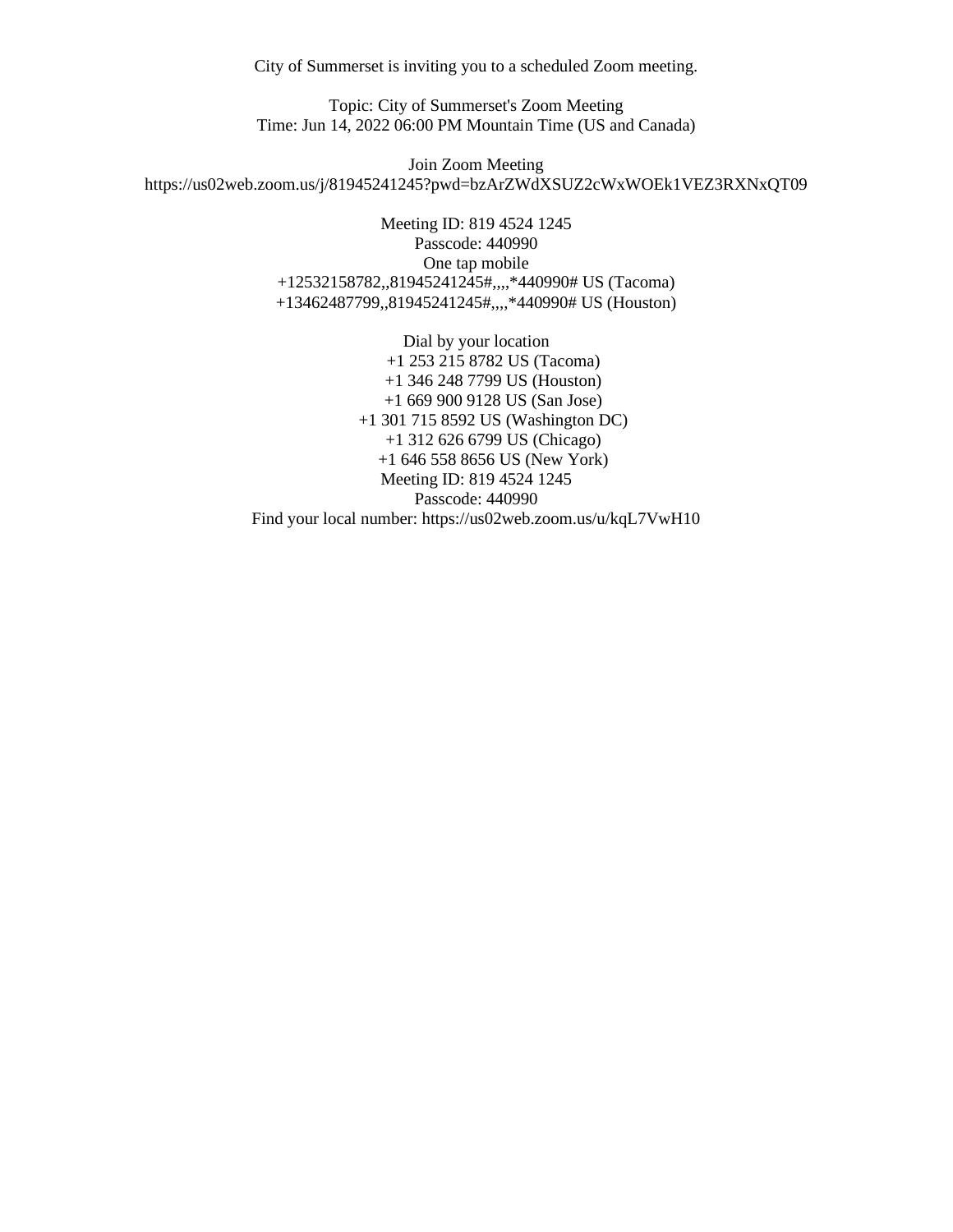City of Summerset is inviting you to a scheduled Zoom meeting.

Topic: City of Summerset's Zoom Meeting
Time: Jun 14, 2022 06:00 PM Mountain Time (US and Canada)

Join Zoom Meeting
https://us02web.zoom.us/j/81945241245?pwd=bzArZWdXSUZ2cWxWOEk1VEZ3RXNxQT09

Meeting ID: 819 4524 1245
Passcode: 440990
One tap mobile
+12532158782,,81945241245#,,,,*440990# US (Tacoma)
+13462487799,,81945241245#,,,,*440990# US (Houston)

Dial by your location
+1 253 215 8782 US (Tacoma)
+1 346 248 7799 US (Houston)
+1 669 900 9128 US (San Jose)
+1 301 715 8592 US (Washington DC)
+1 312 626 6799 US (Chicago)
+1 646 558 8656 US (New York)
Meeting ID: 819 4524 1245
Passcode: 440990
Find your local number: https://us02web.zoom.us/u/kqL7VwH10